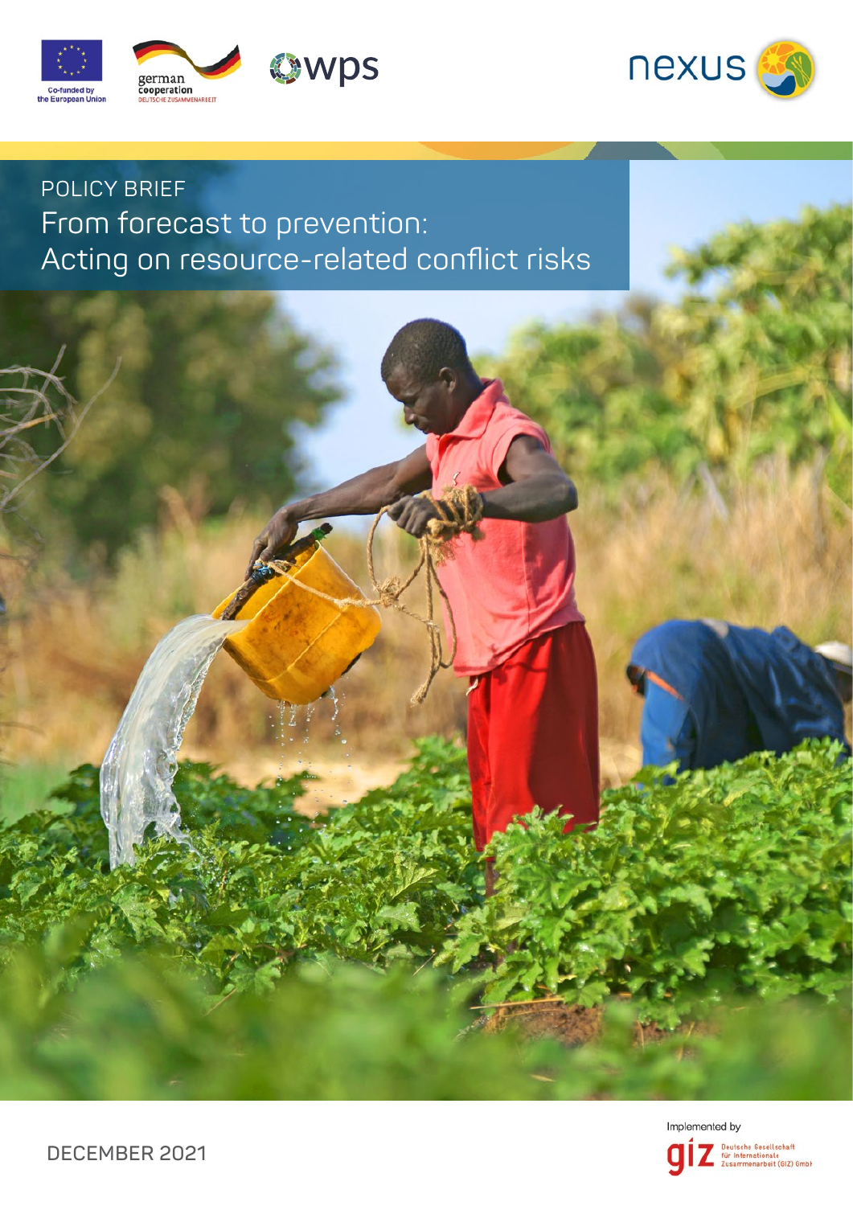Co-funded by the European Union

german cooperation
DEUTSCHE ZUSAMMENARBEIT

wps

nexus

POLICY BRIEF

# From forecast to prevention: Acting on resource-related conflict risks

DECEMBER 2021

Implemented by
giz Deutsche Gesellschaft für Internationale Zusammenarbeit (GIZ) GmbH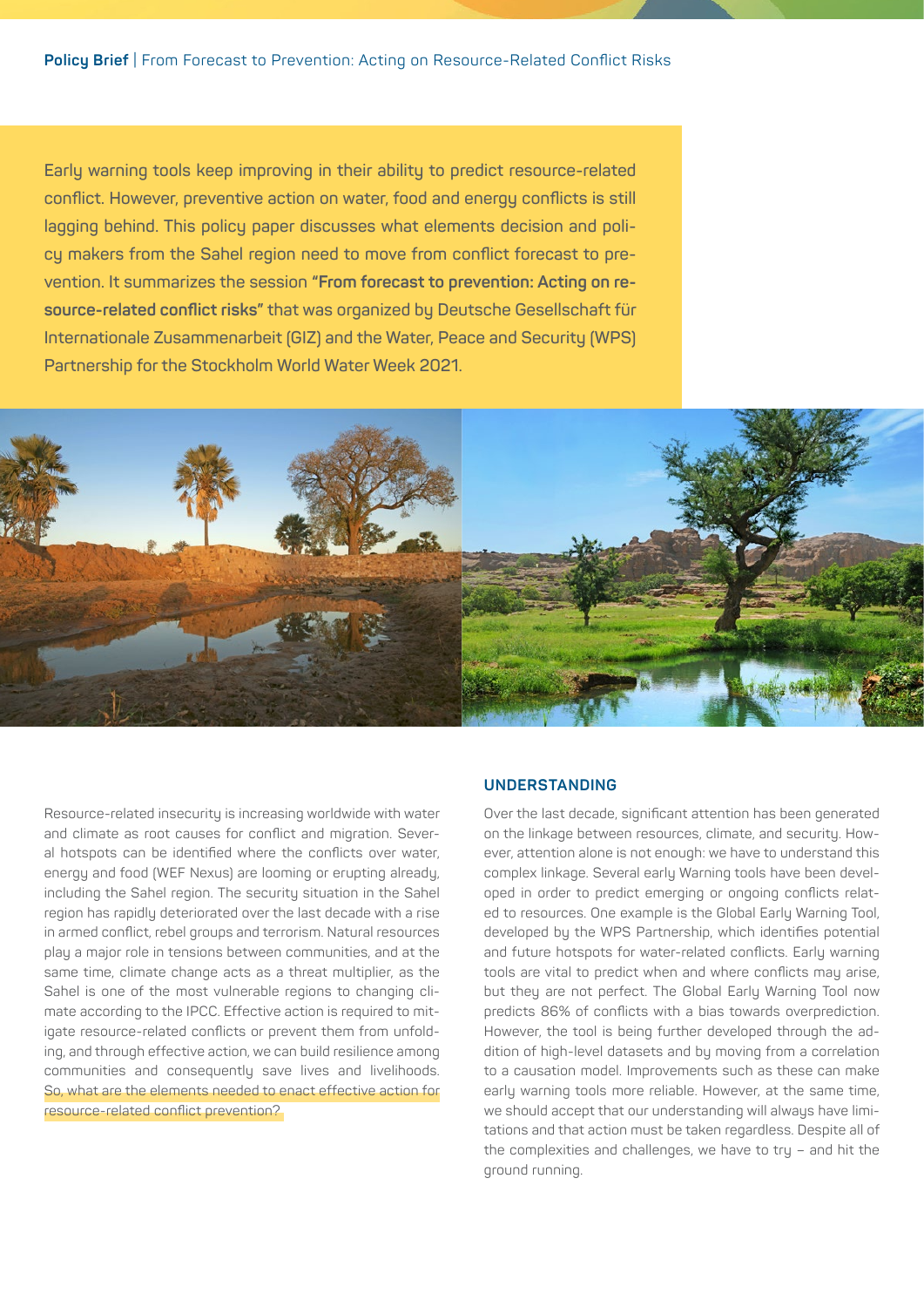Early warning tools keep improving in their ability to predict resource-related conflict. However, preventive action on water, food and energy conflicts is still lagging behind. This policy paper discusses what elements decision and policy makers from the Sahel region need to move from conflict forecast to prevention. It summarizes the session **"From forecast to prevention: Acting on resource-related conflict risks"** that was organized by Deutsche Gesellschaft für Internationale Zusammenarbeit (GIZ) and the Water, Peace and Security (WPS) Partnership for the Stockholm World Water Week 2021.

Resource-related insecurity is increasing worldwide with water and climate as root causes for conflict and migration. Several hotspots can be identified where the conflicts over water, energy and food (WEF Nexus) are looming or erupting already, including the Sahel region. The security situation in the Sahel region has rapidly deteriorated over the last decade with a rise in armed conflict, rebel groups and terrorism. Natural resources play a major role in tensions between communities, and at the same time, climate change acts as a threat multiplier, as the Sahel is one of the most vulnerable regions to changing climate according to the IPCC. Effective action is required to mitigate resource-related conflicts or prevent them from unfolding, and through effective action, we can build resilience among communities and consequently save lives and livelihoods. So, what are the elements needed to enact effective action for resource-related conflict prevention?

## UNDERSTANDING

Over the last decade, significant attention has been generated on the linkage between resources, climate, and security. However, attention alone is not enough: we have to understand this complex linkage. Several early Warning tools have been developed in order to predict emerging or ongoing conflicts related to resources. One example is the Global Early Warning Tool, developed by the WPS Partnership, which identifies potential and future hotspots for water-related conflicts. Early warning tools are vital to predict when and where conflicts may arise, but they are not perfect. The Global Early Warning Tool now predicts 86% of conflicts with a bias towards overprediction. However, the tool is being further developed through the addition of high-level datasets and by moving from a correlation to a causation model. Improvements such as these can make early warning tools more reliable. However, at the same time, we should accept that our understanding will always have limitations and that action must be taken regardless. Despite all of the complexities and challenges, we have to try – and hit the ground running.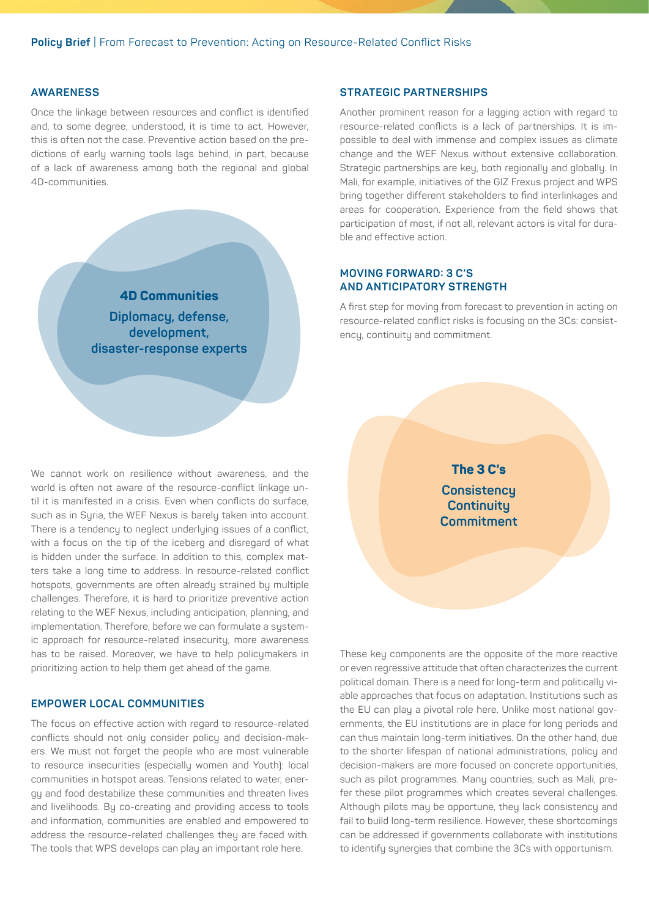## AWARENESS

Once the linkage between resources and conflict is identified and, to some degree, understood, it is time to act. However, this is often not the case. Preventive action based on the predictions of early warning tools lags behind, in part, because of a lack of awareness among both the regional and global 4D-communities.

**4D Communities**

**Diplomacy, defense, development, disaster-response experts**

We cannot work on resilience without awareness, and the world is often not aware of the resource-conflict linkage until it is manifested in a crisis. Even when conflicts do surface, such as in Syria, the WEF Nexus is barely taken into account. There is a tendency to neglect underlying issues of a conflict, with a focus on the tip of the iceberg and disregard of what is hidden under the surface. In addition to this, complex matters take a long time to address. In resource-related conflict hotspots, governments are often already strained by multiple challenges. Therefore, it is hard to prioritize preventive action relating to the WEF Nexus, including anticipation, planning, and implementation. Therefore, before we can formulate a systemic approach for resource-related insecurity, more awareness has to be raised. Moreover, we have to help policymakers in prioritizing action to help them get ahead of the game.

## EMPOWER LOCAL COMMUNITIES

The focus on effective action with regard to resource-related conflicts should not only consider policy and decision-makers. We must not forget the people who are most vulnerable to resource insecurities (especially women and Youth): local communities in hotspot areas. Tensions related to water, energy and food destabilize these communities and threaten lives and livelihoods. By co-creating and providing access to tools and information, communities are enabled and empowered to address the resource-related challenges they are faced with. The tools that WPS develops can play an important role here.

## STRATEGIC PARTNERSHIPS

Another prominent reason for a lagging action with regard to resource-related conflicts is a lack of partnerships. It is impossible to deal with immense and complex issues as climate change and the WEF Nexus without extensive collaboration. Strategic partnerships are key, both regionally and globally. In Mali, for example, initiatives of the GIZ Frexus project and WPS bring together different stakeholders to find interlinkages and areas for cooperation. Experience from the field shows that participation of most, if not all, relevant actors is vital for durable and effective action.

## MOVING FORWARD: 3 C'S AND ANTICIPATORY STRENGTH

A first step for moving from forecast to prevention in acting on resource-related conflict risks is focusing on the 3Cs: consistency, continuity and commitment.

**The 3 C's**

**Consistency**
**Continuity**
**Commitment**

These key components are the opposite of the more reactive or even regressive attitude that often characterizes the current political domain. There is a need for long-term and politically viable approaches that focus on adaptation. Institutions such as the EU can play a pivotal role here. Unlike most national governments, the EU institutions are in place for long periods and can thus maintain long-term initiatives. On the other hand, due to the shorter lifespan of national administrations, policy and decision-makers are more focused on concrete opportunities, such as pilot programmes. Many countries, such as Mali, prefer these pilot programmes which creates several challenges. Although pilots may be opportune, they lack consistency and fail to build long-term resilience. However, these shortcomings can be addressed if governments collaborate with institutions to identify synergies that combine the 3Cs with opportunism.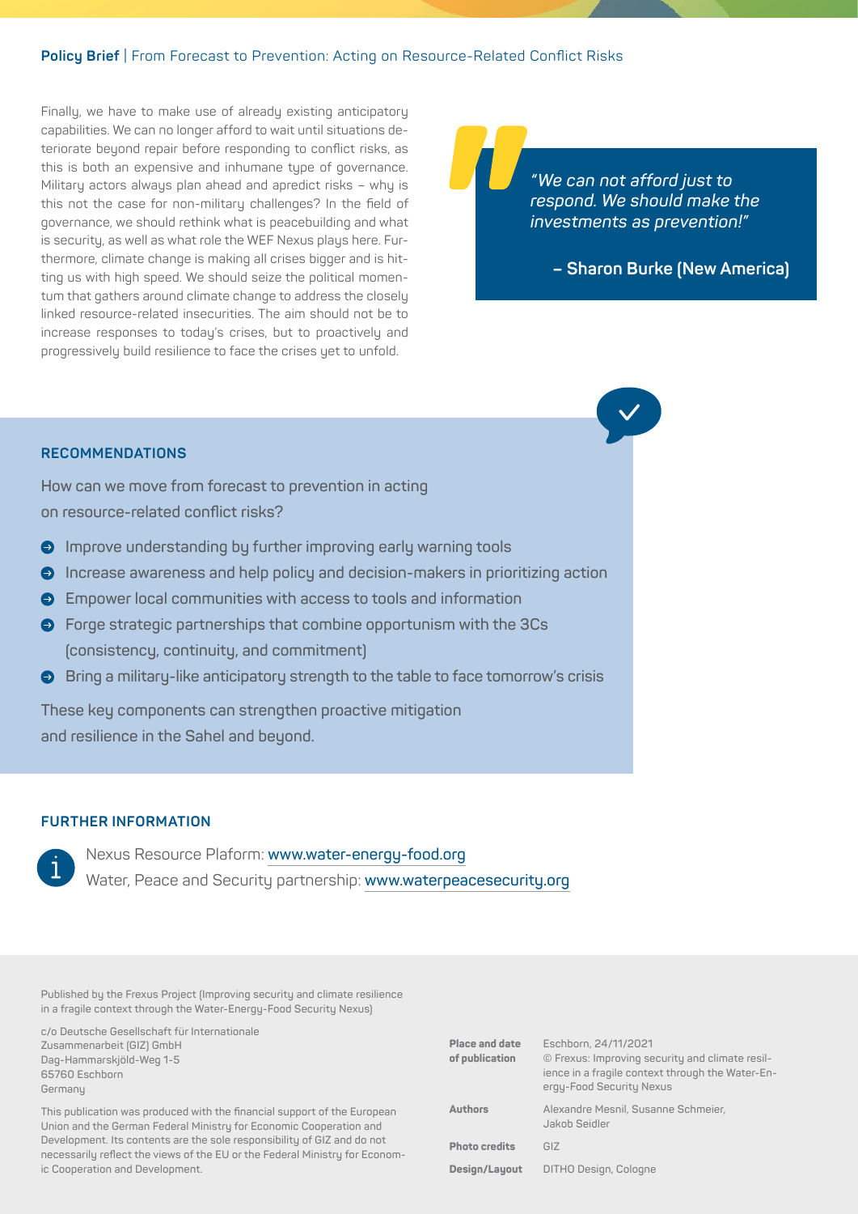Finally, we have to make use of already existing anticipatory capabilities. We can no longer afford to wait until situations deteriorate beyond repair before responding to conflict risks, as this is both an expensive and inhumane type of governance. Military actors always plan ahead and apredict risks – why is this not the case for non-military challenges? In the field of governance, we should rethink what is peacebuilding and what is security, as well as what role the WEF Nexus plays here. Furthermore, climate change is making all crises bigger and is hitting us with high speed. We should seize the political momentum that gathers around climate change to address the closely linked resource-related insecurities. The aim should not be to increase responses to today's crises, but to proactively and progressively build resilience to face the crises yet to unfold.

> *"We can not afford just to respond. We should make the investments as prevention!"*
>
> **– Sharon Burke (New America)**

## RECOMMENDATIONS

How can we move from forecast to prevention in acting on resource-related conflict risks?

- Improve understanding by further improving early warning tools
- Increase awareness and help policy and decision-makers in prioritizing action
- Empower local communities with access to tools and information
- Forge strategic partnerships that combine opportunism with the 3Cs (consistency, continuity, and commitment)
- Bring a military-like anticipatory strength to the table to face tomorrow's crisis

These key components can strengthen proactive mitigation and resilience in the Sahel and beyond.

## FURTHER INFORMATION

Nexus Resource Plaform: www.water-energy-food.org
Water, Peace and Security partnership: www.waterpeacesecurity.org

Published by the Frexus Project (Improving security and climate resilience in a fragile context through the Water-Energy-Food Security Nexus)

c/o Deutsche Gesellschaft für Internationale Zusammenarbeit (GIZ) GmbH
Dag-Hammarskjöld-Weg 1-5
65760 Eschborn
Germany

This publication was produced with the financial support of the European Union and the German Federal Ministry for Economic Cooperation and Development. Its contents are the sole responsibility of GIZ and do not necessarily reflect the views of the EU or the Federal Ministry for Economic Cooperation and Development.

| | |
|---|---|
| **Place and date of publication** | Eschborn, 24/11/2021 © Frexus: Improving security and climate resilience in a fragile context through the Water-Energy-Food Security Nexus |
| **Authors** | Alexandre Mesnil, Susanne Schmeier, Jakob Seidler |
| **Photo credits** | GIZ |
| **Design/Layout** | DITHO Design, Cologne |